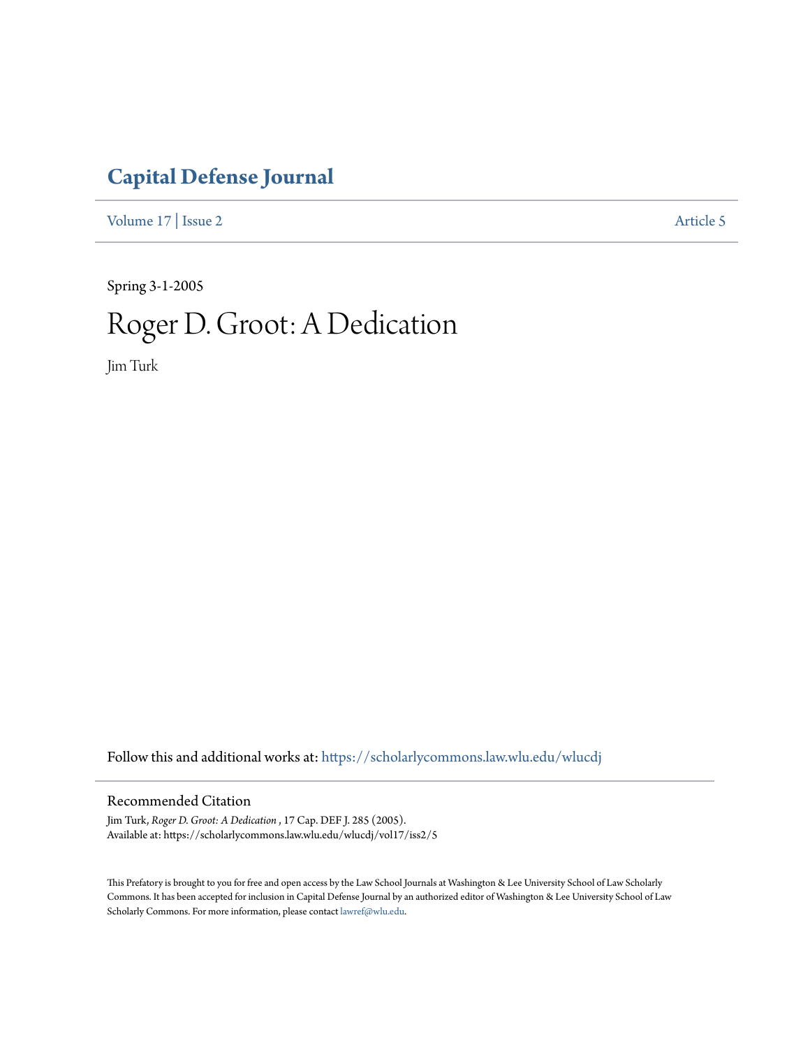# Capital Defense Journal

Volume 17 | Issue 2 Article 5

Spring 3-1-2005

# Roger D. Groot: A Dedication

Jim Turk

Follow this and additional works at: https://scholarlycommons.law.wlu.edu/wlucdj

## Recommended Citation

Jim Turk, *Roger D. Groot: A Dedication* , 17 Cap. DEF J. 285 (2005).
Available at: https://scholarlycommons.law.wlu.edu/wlucdj/vol17/iss2/5

This Prefatory is brought to you for free and open access by the Law School Journals at Washington & Lee University School of Law Scholarly Commons. It has been accepted for inclusion in Capital Defense Journal by an authorized editor of Washington & Lee University School of Law Scholarly Commons. For more information, please contact lawref@wlu.edu.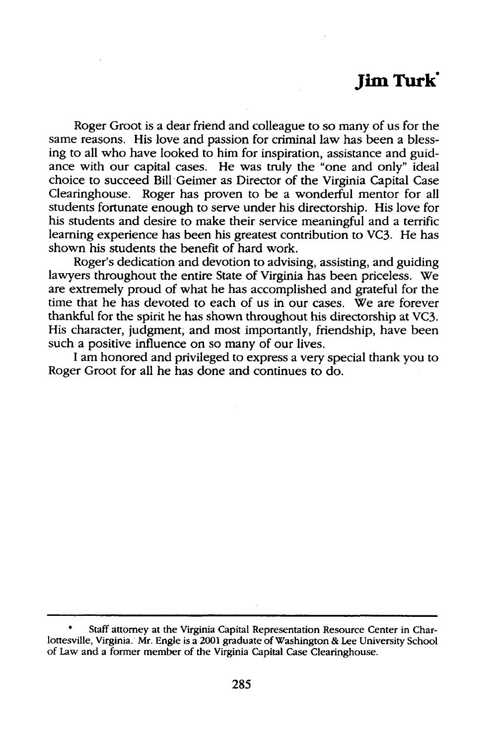# Jim Turk*

Roger Groot is a dear friend and colleague to so many of us for the same reasons. His love and passion for criminal law has been a blessing to all who have looked to him for inspiration, assistance and guidance with our capital cases. He was truly the "one and only" ideal choice to succeed Bill Geimer as Director of the Virginia Capital Case Clearinghouse. Roger has proven to be a wonderful mentor for all students fortunate enough to serve under his directorship. His love for his students and desire to make their service meaningful and a terrific learning experience has been his greatest contribution to VC3. He has shown his students the benefit of hard work.

Roger's dedication and devotion to advising, assisting, and guiding lawyers throughout the entire State of Virginia has been priceless. We are extremely proud of what he has accomplished and grateful for the time that he has devoted to each of us in our cases. We are forever thankful for the spirit he has shown throughout his directorship at VC3. His character, judgment, and most importantly, friendship, have been such a positive influence on so many of our lives.

I am honored and privileged to express a very special thank you to Roger Groot for all he has done and continues to do.

---

\* Staff attorney at the Virginia Capital Representation Resource Center in Charlottesville, Virginia. Mr. Engle is a 2001 graduate of Washington & Lee University School of Law and a former member of the Virginia Capital Case Clearinghouse.